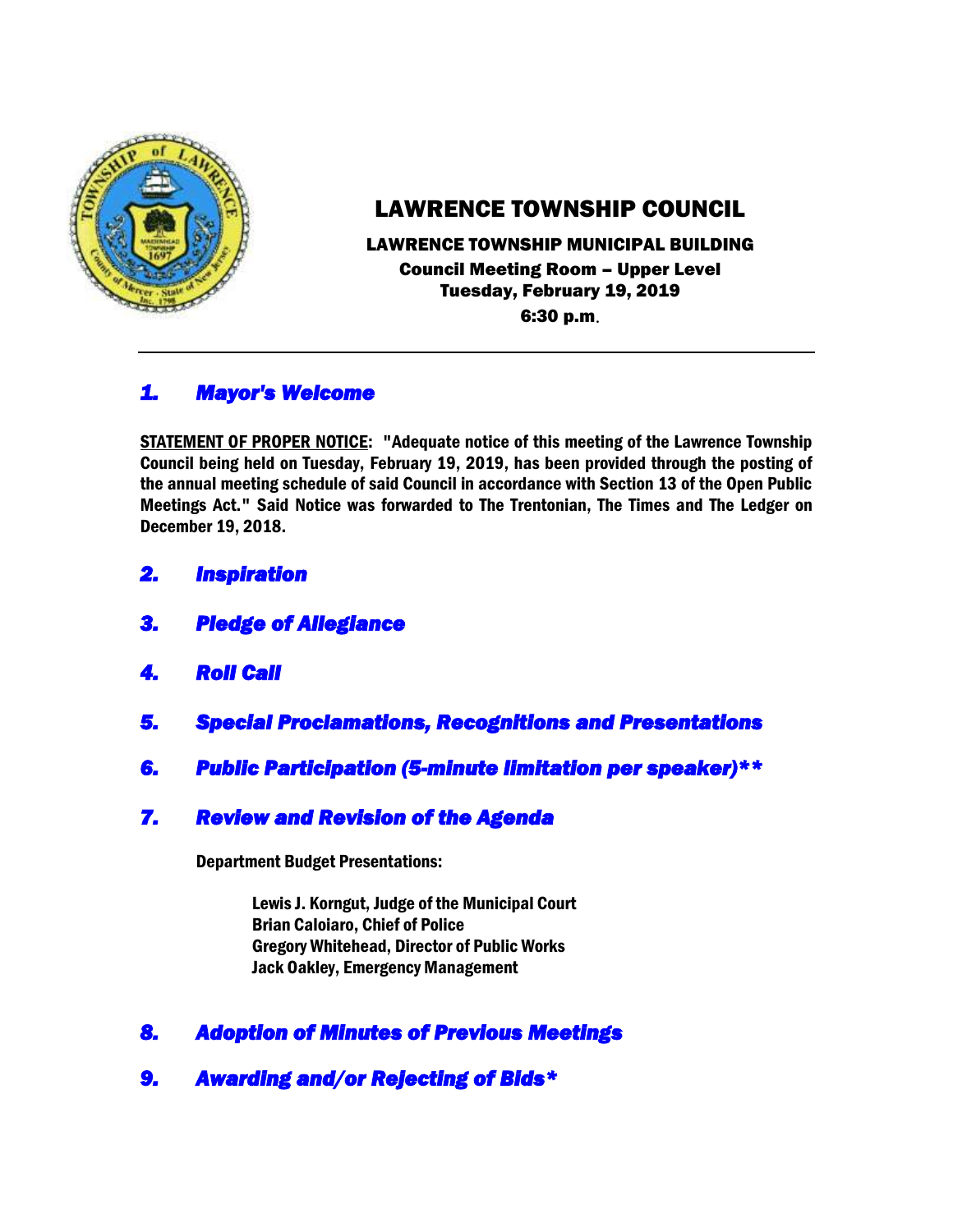# LAWRENCE TOWNSHIP COUNCIL

**LAWRENCE TOWNSHIP MUNICIPAL BUILDING**
**Council Meeting Room – Upper Level**
**Tuesday, February 19, 2019**
**6:30 p.m.**

---

## *1. Mayor's Welcome*

**STATEMENT OF PROPER NOTICE: "Adequate notice of this meeting of the Lawrence Township Council being held on Tuesday, February 19, 2019, has been provided through the posting of the annual meeting schedule of said Council in accordance with Section 13 of the Open Public Meetings Act." Said Notice was forwarded to The Trentonian, The Times and The Ledger on December 19, 2018.**

## *2. Inspiration*

## *3. Pledge of Allegiance*

## *4. Roll Call*

## *5. Special Proclamations, Recognitions and Presentations*

## *6. Public Participation (5-minute limitation per speaker)**

## *7. Review and Revision of the Agenda*

**Department Budget Presentations:**

**Lewis J. Korngut, Judge of the Municipal Court**
**Brian Caloiaro, Chief of Police**
**Gregory Whitehead, Director of Public Works**
**Jack Oakley, Emergency Management**

## *8. Adoption of Minutes of Previous Meetings*

## *9. Awarding and/or Rejecting of Bids**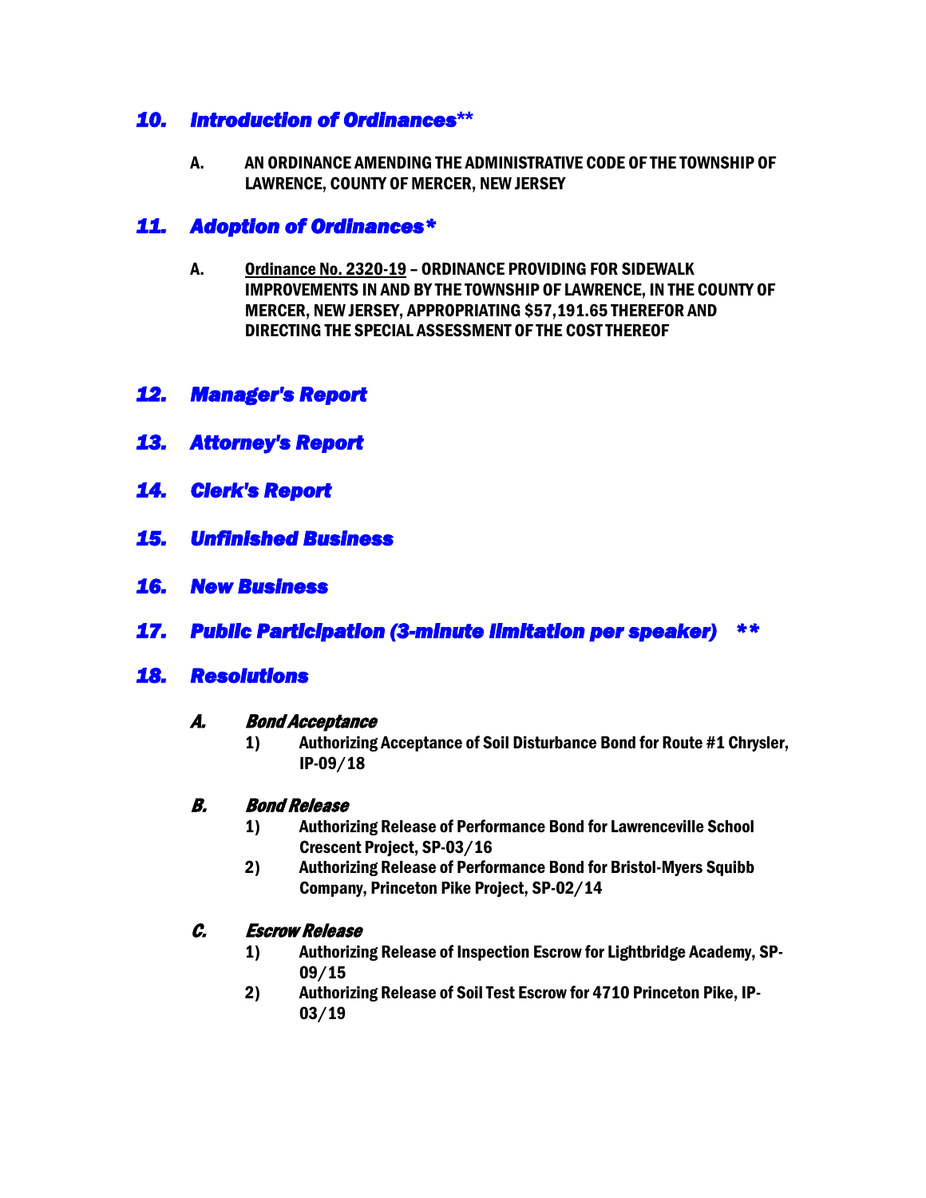## *10. Introduction of Ordinances***

A. AN ORDINANCE AMENDING THE ADMINISTRATIVE CODE OF THE TOWNSHIP OF LAWRENCE, COUNTY OF MERCER, NEW JERSEY

## *11. Adoption of Ordinances**

A. Ordinance No. 2320-19 – ORDINANCE PROVIDING FOR SIDEWALK IMPROVEMENTS IN AND BY THE TOWNSHIP OF LAWRENCE, IN THE COUNTY OF MERCER, NEW JERSEY, APPROPRIATING $57,191.65 THEREFOR AND DIRECTING THE SPECIAL ASSESSMENT OF THE COST THEREOF

## *12. Manager's Report*

## *13. Attorney's Report*

## *14. Clerk's Report*

## *15. Unfinished Business*

## *16. New Business*

## *17. Public Participation (3-minute limitation per speaker) ***

## *18. Resolutions*

### *A. Bond Acceptance*

1) Authorizing Acceptance of Soil Disturbance Bond for Route #1 Chrysler, IP-09/18

### *B. Bond Release*

1) Authorizing Release of Performance Bond for Lawrenceville School Crescent Project, SP-03/16
2) Authorizing Release of Performance Bond for Bristol-Myers Squibb Company, Princeton Pike Project, SP-02/14

### *C. Escrow Release*

1) Authorizing Release of Inspection Escrow for Lightbridge Academy, SP-09/15
2) Authorizing Release of Soil Test Escrow for 4710 Princeton Pike, IP-03/19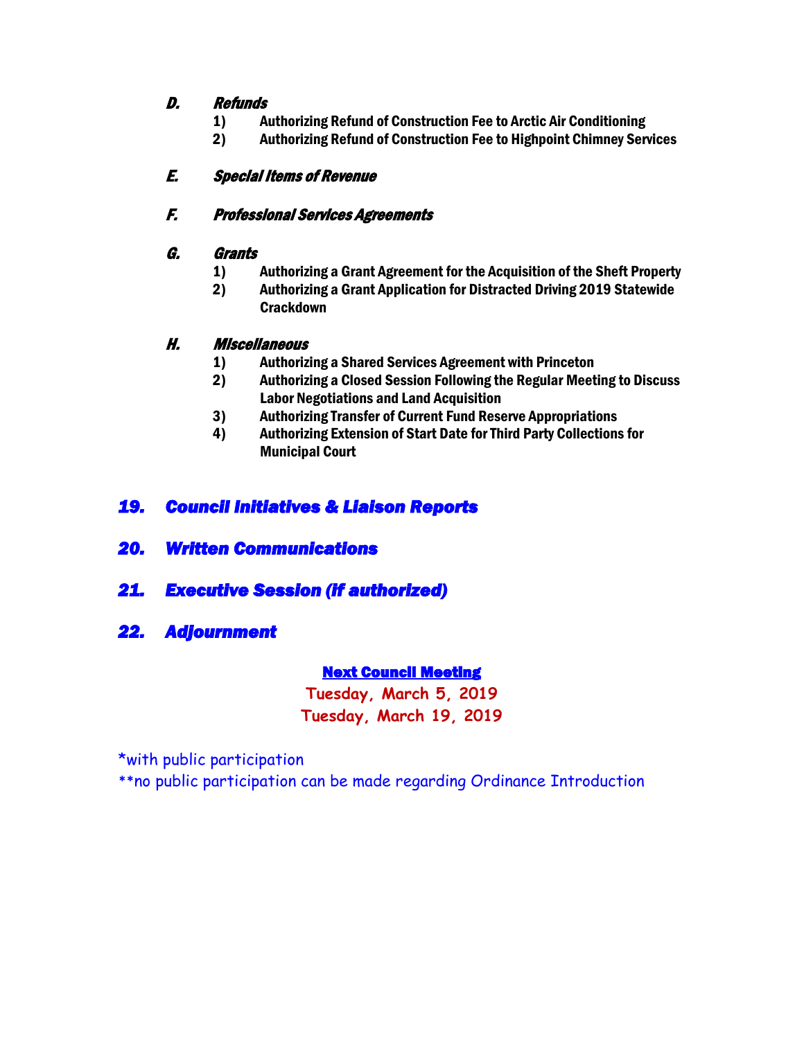### *D. Refunds*

1) **Authorizing Refund of Construction Fee to Arctic Air Conditioning**
2) **Authorizing Refund of Construction Fee to Highpoint Chimney Services**

### *E. Special Items of Revenue*

### *F. Professional Services Agreements*

### *G. Grants*

1) **Authorizing a Grant Agreement for the Acquisition of the Sheft Property**
2) **Authorizing a Grant Application for Distracted Driving 2019 Statewide Crackdown**

### *H. Miscellaneous*

1) **Authorizing a Shared Services Agreement with Princeton**
2) **Authorizing a Closed Session Following the Regular Meeting to Discuss Labor Negotiations and Land Acquisition**
3) **Authorizing Transfer of Current Fund Reserve Appropriations**
4) **Authorizing Extension of Start Date for Third Party Collections for Municipal Court**

## *19. Council Initiatives & Liaison Reports*

## *20. Written Communications*

## *21. Executive Session (if authorized)*

## *22. Adjournment*

**Next Council Meeting**

**Tuesday, March 5, 2019**
**Tuesday, March 19, 2019**

*with public participation
**no public participation can be made regarding Ordinance Introduction